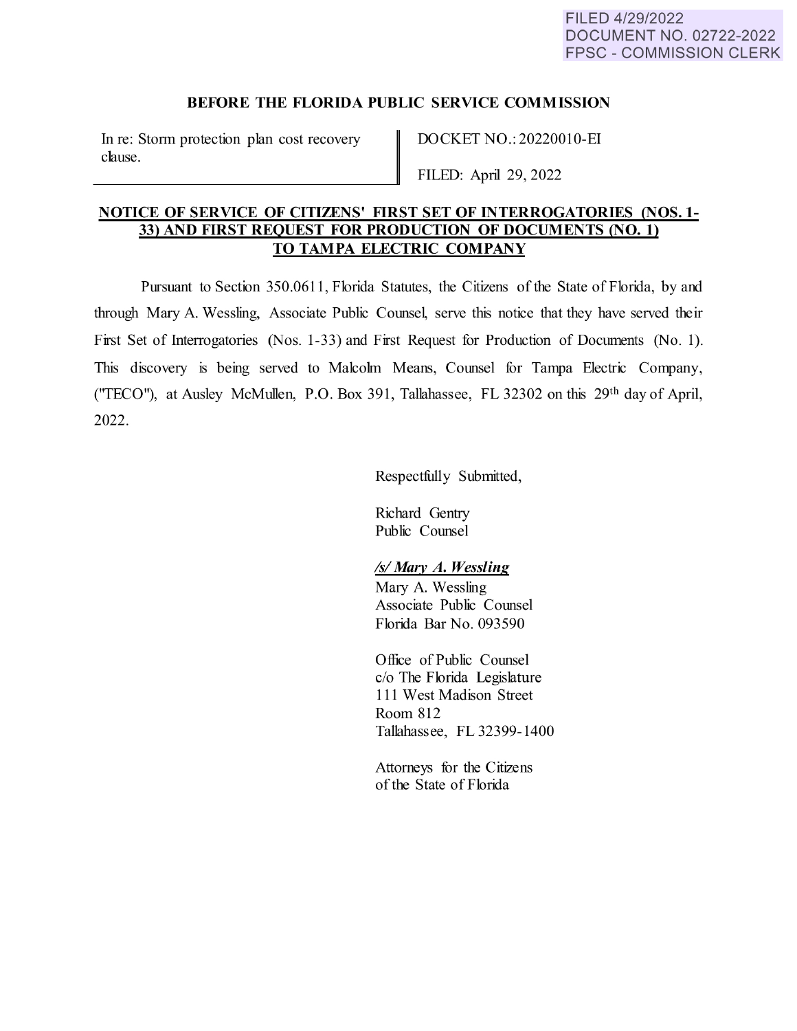FILED 4/29/2022
DOCUMENT NO. 02722-2022
FPSC - COMMISSION CLERK

**BEFORE THE FLORIDA PUBLIC SERVICE COMMISSION**

| In re: Storm protection plan cost recovery clause. | DOCKET NO.: 20220010-EI |
| --- | --- |
| | FILED: April 29, 2022 |

**NOTICE OF SERVICE OF CITIZENS' FIRST SET OF INTERROGATORIES (NOS. 1-33) AND FIRST REQUEST FOR PRODUCTION OF DOCUMENTS (NO. 1) TO TAMPA ELECTRIC COMPANY**

Pursuant to Section 350.0611, Florida Statutes, the Citizens of the State of Florida, by and through Mary A. Wessling, Associate Public Counsel, serve this notice that they have served their First Set of Interrogatories (Nos. 1-33) and First Request for Production of Documents (No. 1). This discovery is being served to Malcolm Means, Counsel for Tampa Electric Company, ("TECO"), at Ausley McMullen, P.O. Box 391, Tallahassee, FL 32302 on this 29th day of April, 2022.

Respectfully Submitted,

Richard Gentry
Public Counsel

***/s/ Mary A. Wessling***
Mary A. Wessling
Associate Public Counsel
Florida Bar No. 093590

Office of Public Counsel
c/o The Florida Legislature
111 West Madison Street
Room 812
Tallahassee, FL 32399-1400

Attorneys for the Citizens
of the State of Florida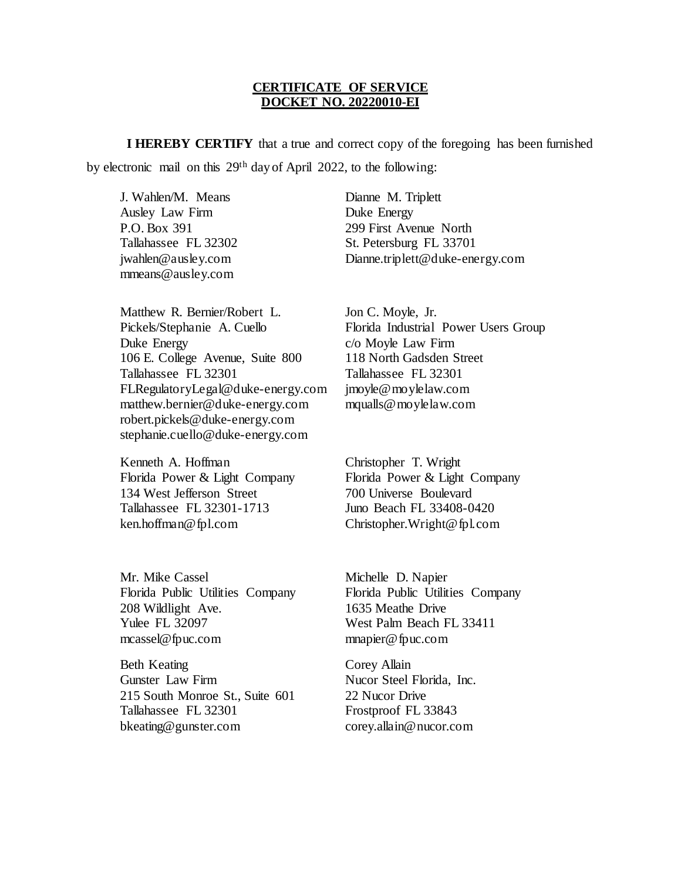**CERTIFICATE OF SERVICE**
**DOCKET NO. 20220010-EI**

**I HEREBY CERTIFY** that a true and correct copy of the foregoing has been furnished by electronic mail on this 29th day of April 2022, to the following:

J. Wahlen/M. Means
Ausley Law Firm
P.O. Box 391
Tallahassee FL 32302
jwahlen@ausley.com
mmeans@ausley.com

Dianne M. Triplett
Duke Energy
299 First Avenue North
St. Petersburg FL 33701
Dianne.triplett@duke-energy.com

Matthew R. Bernier/Robert L. Pickels/Stephanie A. Cuello
Duke Energy
106 E. College Avenue, Suite 800
Tallahassee FL 32301
FLRegulatoryLegal@duke-energy.com
matthew.bernier@duke-energy.com
robert.pickels@duke-energy.com
stephanie.cuello@duke-energy.com

Jon C. Moyle, Jr.
Florida Industrial Power Users Group
c/o Moyle Law Firm
118 North Gadsden Street
Tallahassee FL 32301
jmoyle@moylelaw.com
mqualls@moylelaw.com

Kenneth A. Hoffman
Florida Power & Light Company
134 West Jefferson Street
Tallahassee FL 32301-1713
ken.hoffman@fpl.com

Christopher T. Wright
Florida Power & Light Company
700 Universe Boulevard
Juno Beach FL 33408-0420
Christopher.Wright@fpl.com

Mr. Mike Cassel
Florida Public Utilities Company
208 Wildlight Ave.
Yulee FL 32097
mcassel@fpuc.com

Michelle D. Napier
Florida Public Utilities Company
1635 Meathe Drive
West Palm Beach FL 33411
mnapier@fpuc.com

Beth Keating
Gunster Law Firm
215 South Monroe St., Suite 601
Tallahassee FL 32301
bkeating@gunster.com

Corey Allain
Nucor Steel Florida, Inc.
22 Nucor Drive
Frostproof FL 33843
corey.allain@nucor.com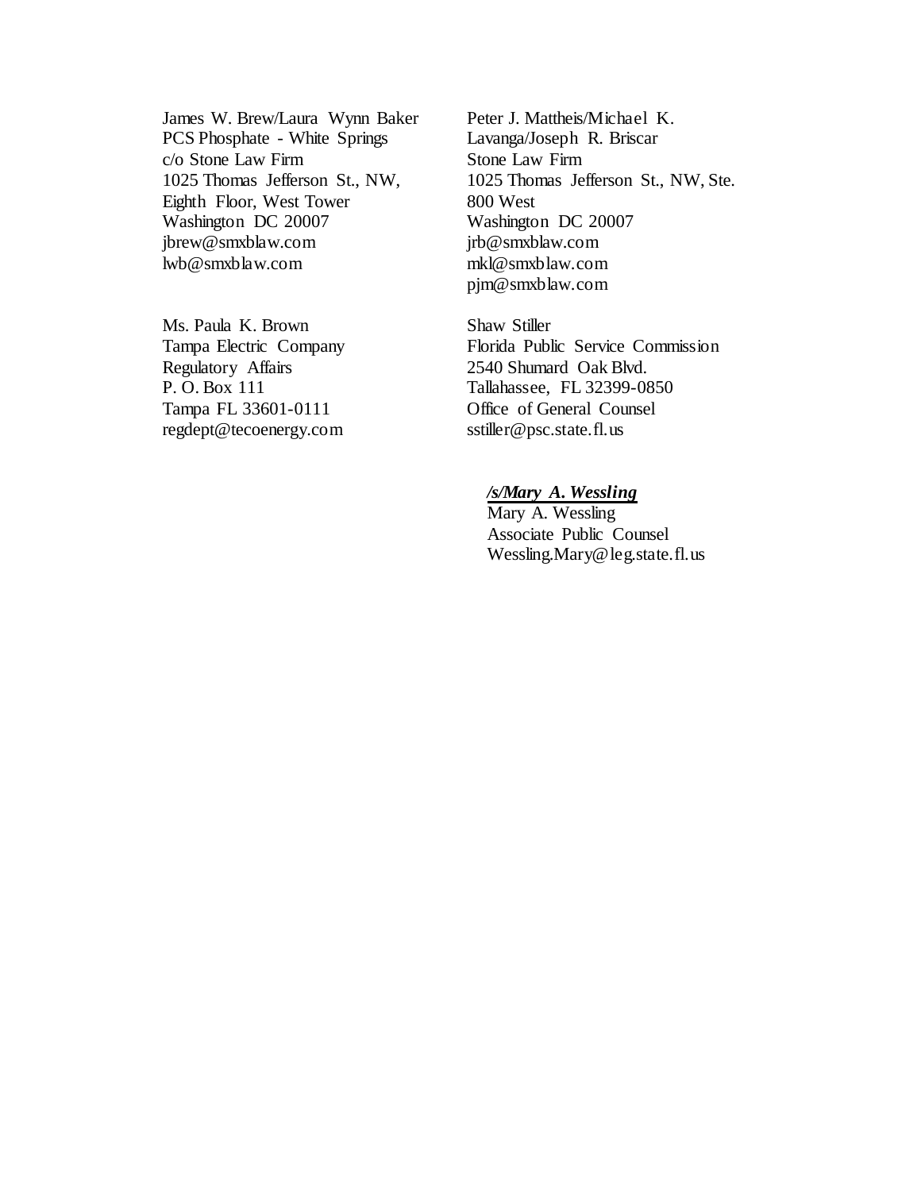James W. Brew/Laura Wynn Baker
PCS Phosphate - White Springs
c/o Stone Law Firm
1025 Thomas Jefferson St., NW,
Eighth Floor, West Tower
Washington DC 20007
jbrew@smxblaw.com
lwb@smxblaw.com

Peter J. Mattheis/Michael K.
Lavanga/Joseph R. Briscar
Stone Law Firm
1025 Thomas Jefferson St., NW, Ste.
800 West
Washington DC 20007
jrb@smxblaw.com
mkl@smxblaw.com
pjm@smxblaw.com

Ms. Paula K. Brown
Tampa Electric Company
Regulatory Affairs
P. O. Box 111
Tampa FL 33601-0111
regdept@tecoenergy.com

Shaw Stiller
Florida Public Service Commission
2540 Shumard Oak Blvd.
Tallahassee, FL 32399-0850
Office of General Counsel
sstiller@psc.state.fl.us

***/s/Mary A. Wessling***
Mary A. Wessling
Associate Public Counsel
Wessling.Mary@leg.state.fl.us